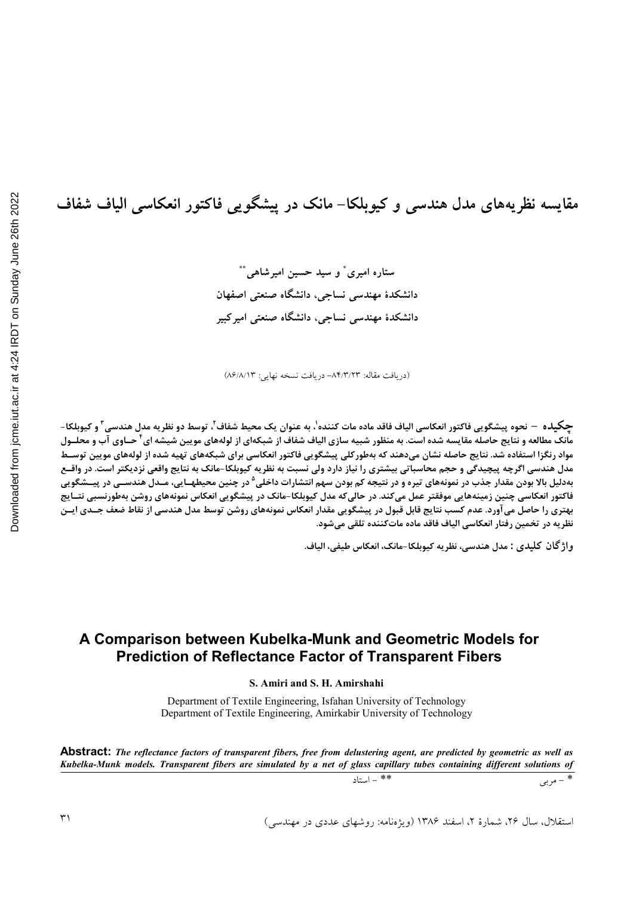# مقایسه نظریه‌های مدل هندسی و کیوبلکا- مانک در پیشگویی فاکتور انعکاسی الیاف شفاف

ستاره امیری* و سید حسین امیرشاهی**

دانشکدۀ مهندسی نساجی، دانشگاه صنعتی اصفهان

دانشکدۀ مهندسی نساجی، دانشگاه صنعتی امیرکبیر

(دریافت مقاله: ۸۴/۳/۲۳– دریافت نسخه نهایی: ۸۶/۸/۱۳)

**چکیده** – نحوه پیشگویی فاکتور انعکاسی الیاف فاقد ماده مات کننده[1]، به عنوان یک محیط شفاف[2]، توسط دو نظریه مدل هندسی[3] و کیوبلکا-مانک مطالعه و نتایج حاصله مقایسه شده است. به منظور شبیه سازی الیاف شفاف از شبکه‌ای از لوله‌های موبین شیشه ای[4] حـاوی آب و محلـول مواد رنگزا استفاده شد. نتایج حاصله نشان می‌دهند که به‌طورکلی پیشگویی فاکتور انعکاسی برای شبکه‌های تهیه شده از لوله‌های موبین توسـط مدل هندسی اگرچه پیچیدگی و حجم محاسباتی بیشتری را نیاز دارد ولی نسبت به نظریه کیوبلکا-مانک به نتایج واقعی نزدیکتر است. در واقـع به‌دلیل بالا بودن مقدار جذب در نمونه‌های تیره و در نتیجه کم بودن سهم انتشارات داخلی[5] در چنین محیطهـایی، مـدل هندسـی در پیـشگویی فاکتور انعکاسی چنین زمینه‌هایی موفقتر عمل می‌کند. در حالی‌که مدل کیوبلکا-مانک در پیشگویی انعکاس نمونه‌های روشن به‌طورنسبی نتـایج بهتری را حاصل می‌آورد. عدم کسب نتایج قابل قبول در پیشگویی مقدار انعکاس نمونه‌های روشن توسط مدل هندسی از نقاط ضعف جـدی ایـن نظریه در تخمین رفتار انعکاسی الیاف فاقد ماده مات‌کننده تلقی می‌شود.

**واژگان کلیدی :** مدل هندسی، نظریه کیوبلکا-مانک، انعکاس طیفی، الیاف.

## A Comparison between Kubelka-Munk and Geometric Models for Prediction of Reflectance Factor of Transparent Fibers

**S. Amiri and S. H. Amirshahi**

Department of Textile Engineering, Isfahan University of Technology
Department of Textile Engineering, Amirkabir University of Technology

**Abstract:** *The reflectance factors of transparent fibers, free from delustering agent, are predicted by geometric as well as Kubelka-Munk models. Transparent fibers are simulated by a net of glass capillary tubes containing different solutions of*

\* – مربی ** – استاد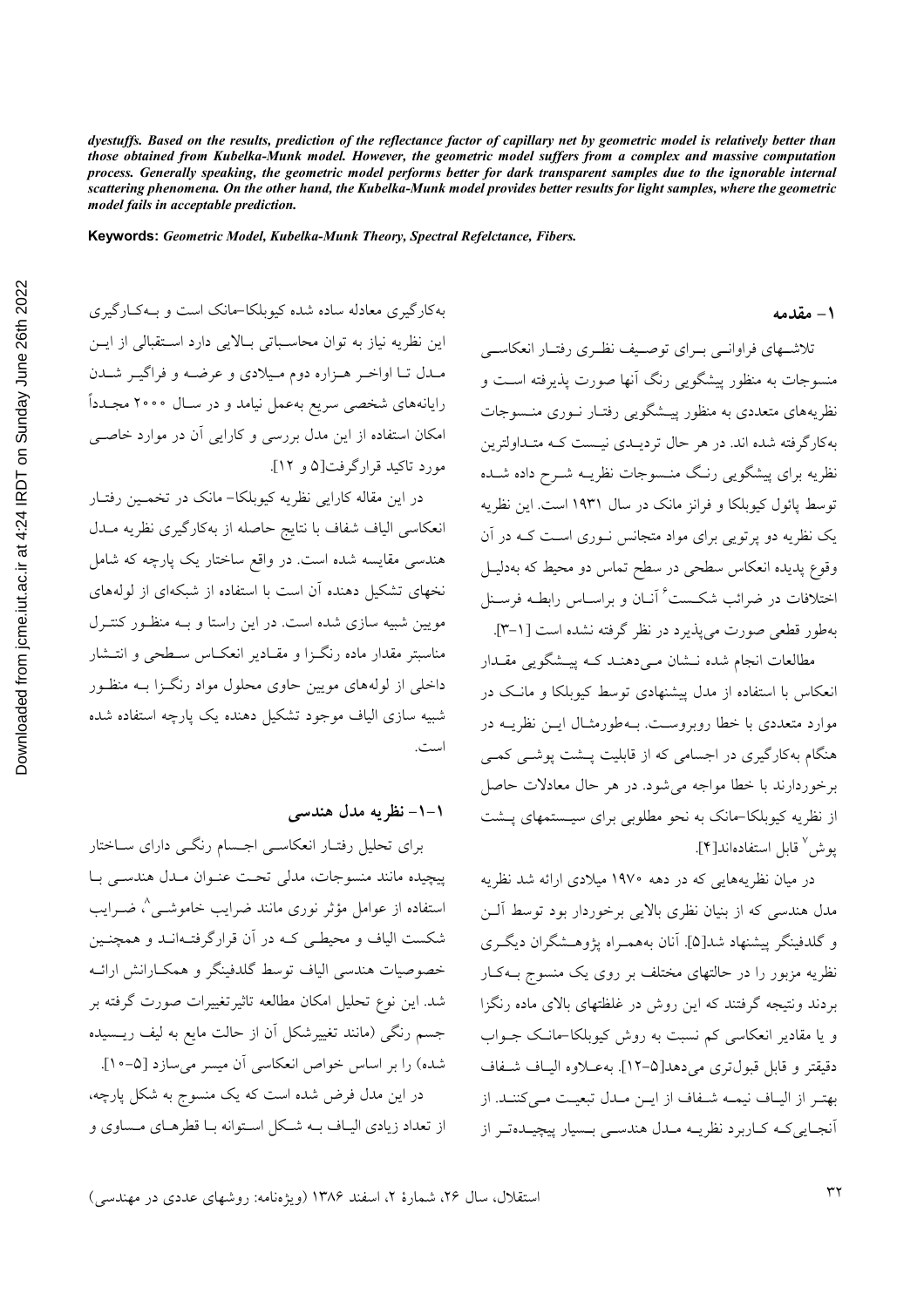*dyestuffs. Based on the results, prediction of the reflectance factor of capillary net by geometric model is relatively better than those obtained from Kubelka-Munk model. However, the geometric model suffers from a complex and massive computation process. Generally speaking, the geometric model performs better for dark transparent samples due to the ignorable internal scattering phenomena. On the other hand, the Kubelka-Munk model provides better results for light samples, where the geometric model fails in acceptable prediction.*

**Keywords:** *Geometric Model, Kubelka-Munk Theory, Spectral Refelctance, Fibers.*

## ۱- مقدمه

تلاشهای فراوانی برای توصیف نظری رفتار انعکاسی منسوجات به منظور پیشگویی رنگ آنها صورت پذیرفته است و نظریه‌های متعددی به منظور پیشگویی رفتار نوری منسوجات به‌کارگرفته شده اند. در هر حال تردیدی نیست که متداولترین نظریه برای پیشگویی رنگ منسوجات نظریه شرح داده شده توسط پائول کیوبلکا و فرانز مانک در سال ۱۹۳۱ است. این نظریه یک نظریه دو پرتویی برای مواد متجانس نوری است که در آن وقوع پدیده انعکاس سطحی در سطح تماس دو محیط که به‌دلیل اختلافات در ضرائب شکست[6] آنان و براساس رابطه فرسنل به‌طور قطعی صورت می‌پذیرد در نظر گرفته نشده است [۱-۳].

مطالعات انجام شده نشان می‌دهند که پیشگویی مقدار انعکاس با استفاده از مدل پیشنهادی توسط کیوبلکا و مانک در موارد متعددی با خطا روبروست. به‌طورمثال این نظریه هنگام به‌کارگیری در اجسامی که از قابلیت پشت پوشی کمی برخوردارند با خطا مواجه می‌شود. در هر حال معادلات حاصل از نظریه کیوبلکا-مانک به نحو مطلوبی برای سیستمهای پشت پوش[7] قابل استفاده‌اند[۴].

در میان نظریه‌هایی که در دهه ۱۹۷۰ میلادی ارائه شد نظریه مدل هندسی که از بنیان نظری بالایی برخوردار بود توسط آلن و گلدفینگر پیشنهاد شد[۵]. آنان به‌همراه پژوهشگران دیگری نظریه مزبور را در حالتهای مختلف بر روی یک منسوج به‌کار بردند ونتیجه گرفتند که این روش در غلظتهای بالای ماده رنگزا و یا مقادیر انعکاسی کم نسبت به روش کیوبلکا-مانک جواب دقیقتر و قابل قبول‌تری می‌دهد[۵-۱۲]. به‌علاوه الیاف شفاف بهتر از الیاف نیمه شفاف از این مدل تبعیت می‌کنند. از آنجایی‌که کاربرد نظریه مدل هندسی بسیار پیچیده‌تر از به‌کارگیری معادله ساده شده کیوبلکا-مانک است و به‌کارگیری این نظریه نیاز به توان محاسباتی بالایی دارد استقبالی از این مدل تا اواخر هزاره دوم میلادی و عرضه و فراگیر شدن رایانه‌های شخصی سریع به‌عمل نیامد و در سال ۲۰۰۰ مجدداً امکان استفاده از این مدل بررسی و کارایی آن در موارد خاصی مورد تاکید قرارگرفت[۵ و ۱۲].

در این مقاله کارایی نظریه کیوبلکا- مانک در تخمین رفتار انعکاسی الیاف شفاف با نتایج حاصله از به‌کارگیری نظریه مدل هندسی مقایسه شده است. در واقع ساختار یک پارچه که شامل نخهای تشکیل دهنده آن است با استفاده از شبکه‌ای از لوله‌های مویین شبیه سازی شده است. در این راستا و به منظور کنترل مناسبتر مقدار ماده رنگزا و مقادیر انعکاس سطحی و انتشار داخلی از لوله‌های مویین حاوی محلول مواد رنگزا به منظور شبیه سازی الیاف موجود تشکیل دهنده یک پارچه استفاده شده است.

### ۱-۱- نظریه مدل هندسی

برای تحلیل رفتار انعکاسی اجسام رنگی دارای ساختار پیچیده مانند منسوجات، مدلی تحت عنوان مدل هندسی با استفاده از عوامل مؤثر نوری مانند ضرایب خاموشی[8]، ضرایب شکست الیاف و محیطی که در آن قرارگرفته‌اند و همچنین خصوصیات هندسی الیاف توسط گلدفینگر و همکارانش ارائه شد. این نوع تحلیل امکان مطالعه تاثیرتغییرات صورت گرفته بر جسم رنگی (مانند تغییرشکل آن از حالت مایع به لیف ریسیده شده) را بر اساس خواص انعکاسی آن میسر می‌سازد [۵-۱۰].

در این مدل فرض شده است که یک منسوج به شکل پارچه، از تعداد زیادی الیاف به شکل استوانه با قطرهای مساوی و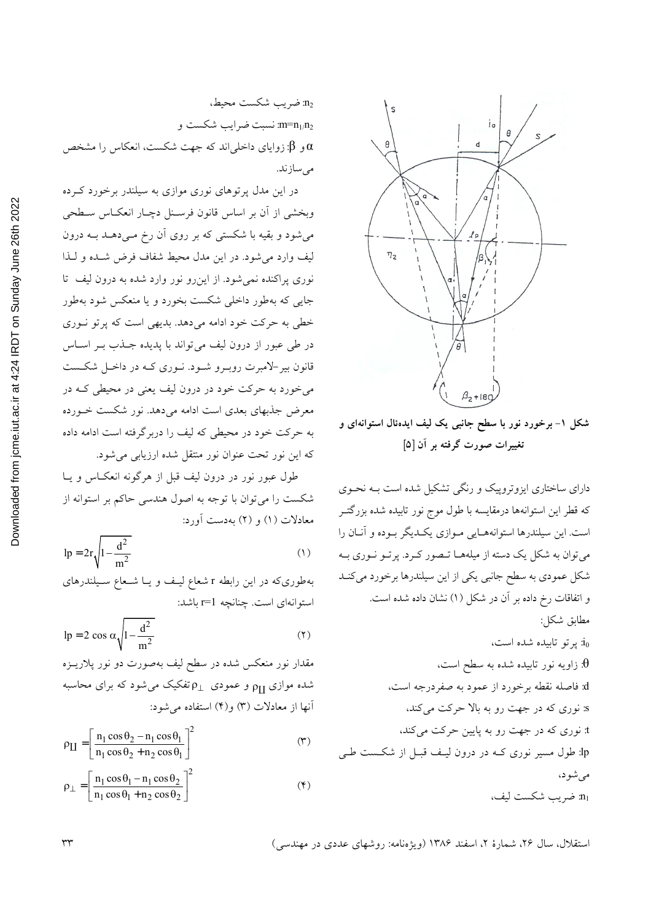شکل ۱- برخورد نور با سطح جانبی یک لیف ایده‌ئال استوانه‌ای و تغییرات صورت گرفته بر آن [۵]

دارای ساختاری ایزوتروپیک و رنگی تشکیل شده است بـه نحـوی که قطر این استوانه‌ها درمقایسه با طول موج نور تابیده شده بزرگتـر است. این سیلندرها استوانه‌هـایی مـوازی یکـدیگر بـوده و آنـان را می‌توان به شکل یک دسته از میله‌هـا تـصور کـرد. پرتـو نـوری بـه شکل عمودی به سطح جانبی یکی از این سیلندرها برخورد می‌کنـد و اتفاقات رخ داده بر آن در شکل (۱) نشان داده شده است.

مطابق شکل:

$i_0$: پرتو تابیده شده است،

$\theta$: زاویه نور تابیده شده به سطح است،

d: فاصله نقطه برخورد از عمود به صفردرجه است،

s: نوری که در جهت رو به بالا حرکت می‌کند،

t: نوری که در جهت رو به پایین حرکت می‌کند،

lp: طول مسیر نوری کـه در درون لیـف قبـل از شکـست طـی می‌شود،

$n_1$: ضریب شکست لیف،

$n_2$: ضریب شکست محیط،

$m=n_1/n_2$: نسبت ضرایب شکست و

$\alpha$ و $\beta$: زوایای داخلی‌اند که جهت شکست، انعکاس را مشخص می‌سازند.

در این مدل پرتوهای نوری موازی به سیلندر برخورد کـرده وبخشی از آن بر اساس قانون فرسـنل دچـار انعکـاس سـطحی می‌شود و بقیه با شکستی که بر روی آن رخ مـی‌دهـد بـه درون لیف وارد می‌شود. در این مدل محیط شفاف فرض شـده و لـذا نوری پراکنده نمی‌شود. از این‌رو نور وارد شده به درون لیف تا جایی که به‌طور داخلی شکست بخورد و یا منعکس شود به‌طور خطی به حرکت خود ادامه می‌دهد. بدیهی است که پرتو نـوری در طی عبور از درون لیف می‌تواند با پدیده جـذب بـر اسـاس قانون بیر-لامبرت روبـرو شـود. نـوری کـه در داخـل شکـست می‌خورد به حرکت خود در درون لیف یعنی در محیطی کـه در معرض جذبهای بعدی است ادامه می‌دهد. نور شکست خـورده به حرکت خود در محیطی که لیف را دربرگرفته است ادامه داده که این نور تحت عنوان نور منتقل شده ارزیابی می‌شود.

طول عبور نور در درون لیف قبل از هرگونه انعکـاس و یـا شکست را می‌توان با توجه به اصول هندسی حاکم بر استوانه از معادلات (۱) و (۲) به‌دست آورد:

$$lp = 2r\sqrt{1-\frac{d^2}{m^2}} \qquad (۱)$$

به‌طوری‌که در این رابطه r شعاع لیـف و یـا شـعاع سـیلندرهای استوانه‌ای است. چنانچه r=1 باشد:

$$lp = 2\cos\alpha\sqrt{1-\frac{d^2}{m^2}} \qquad (۲)$$

مقدار نور منعکس شده در سطح لیف به‌صورت دو نور پلاریـزه شده موازی $\rho_{II}$ و عمودی $\rho_{\perp}$ تفکیک می‌شود که برای محاسبه آنها از معادلات (۳) و(۴) استفاده می‌شود:

$$\rho_{II} = \left[\frac{n_1\cos\theta_2 - n_1\cos\theta_1}{n_1\cos\theta_2 + n_2\cos\theta_1}\right]^2 \qquad (۳)$$

$$\rho_{\perp} = \left[\frac{n_1\cos\theta_1 - n_1\cos\theta_2}{n_1\cos\theta_1 + n_2\cos\theta_2}\right]^2 \qquad (۴)$$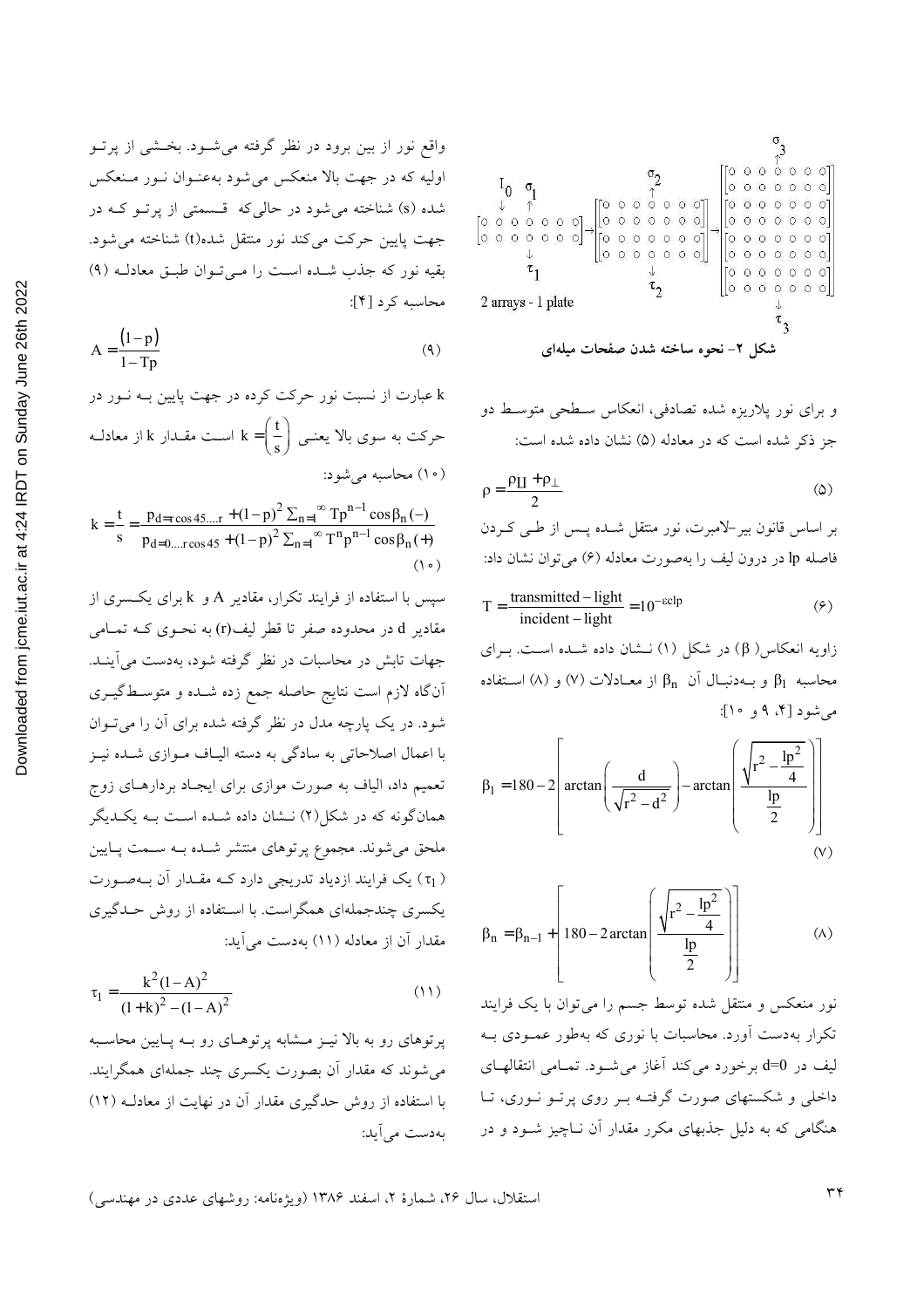شکل ۲- نحوه ساخته شدن صفحات میله‌ای

و برای نور پلاریزه شده تصادفی، انعکاس سطحی متوسط دو جز ذکر شده است که در معادله (۵) نشان داده شده است:

$$\rho = \frac{\rho_{II} + \rho_{\perp}}{2} \tag{۵}$$

بر اساس قانون بیر-لامبرت، نور منتقل شده پس از طی کردن فاصله lp در درون لیف را به‌صورت معادله (۶) می‌توان نشان داد:

$$T = \frac{\text{transmitted} - \text{light}}{\text{incident} - \text{light}} = 10^{-\varepsilon c lp} \tag{۶}$$

زاویه انعکاس( β) در شکل (۱) نشان داده شده است. برای محاسبه $\beta_1$ و به‌دنبال آن $\beta_n$ از معادلات (۷) و (۸) استفاده می‌شود [۴، ۹ و ۱۰]:

$$\beta_1 = 180 - 2\left[\arctan\left(\frac{d}{\sqrt{r^2 - d^2}}\right) - \arctan\left(\frac{\sqrt{r^2 - \frac{lp^2}{4}}}{\frac{lp}{2}}\right)\right] \tag{۷}$$

$$\beta_n = \beta_{n-1} + \left[180 - 2\arctan\left(\frac{\sqrt{r^2 - \frac{lp^2}{4}}}{\frac{lp}{2}}\right)\right] \tag{۸}$$

نور منعکس و منتقل شده توسط جسم را می‌توان با یک فرایند تکرار به‌دست آورد. محاسبات با نوری که به‌طور عمودی به لیف در d=0 برخورد می‌کند آغاز می‌شود. تمامی انتقالهای داخلی و شکستهای صورت گرفته بر روی پرتو نوری، تا هنگامی که به دلیل جذبهای مکرر مقدار آن ناچیز شود و در واقع نور از بین برود در نظر گرفته می‌شود. بخشی از پرتو اولیه که در جهت بالا منعکس می‌شود به‌عنوان نور منعکس شده (s) شناخته می‌شود در حالی‌که قسمتی از پرتو که در جهت پایین حرکت می‌کند نور منتقل شده(t) شناخته می‌شود. بقیه نور که جذب شده است را می‌توان طبق معادله (۹) محاسبه کرد [۴]:

$$A = \frac{(1-p)}{1 - Tp} \tag{۹}$$

k عبارت از نسبت نور حرکت کرده در جهت پایین به نور در حرکت به سوی بالا یعنی $k = \left(\frac{t}{s}\right)$ است مقدار k از معادله (۱۰) محاسبه می‌شود:

$$k = \frac{t}{s} = \frac{p_{d = r\cos 45 \ldots r} + (1-p)^2 \sum_{n=1}^{\infty} Tp^{n-1}\cos\beta_n(-)}{p_{d=0 \ldots r\cos 45} + (1-p)^2 \sum_{n=1}^{\infty} T^n p^{n-1}\cos\beta_n(+)} \tag{۱۰}$$

سپس با استفاده از فرایند تکرار، مقادیر A و k برای یکسری از مقادیر d در محدوده صفر تا قطر لیف(r) به نحوی که تمامی جهات تابش در محاسبات در نظر گرفته شود، به‌دست می‌آیند. آن‌گاه لازم است نتایج حاصله جمع زده شده و متوسط‌گیری شود. در یک پارچه مدل در نظر گرفته شده برای آن را می‌توان با اعمال اصلاحاتی به سادگی به دسته الیاف موازی شده نیز تعمیم داد، الیاف به صورت موازی برای ایجاد بردارهای زوج همان‌گونه که در شکل(۲) نشان داده شده است به یکدیگر ملحق می‌شوند. مجموع پرتوهای منتشر شده به سمت پایین ( $\tau_1$ ) یک فرایند ازدیاد تدریجی دارد که مقدار آن به‌صورت یکسری چندجمله‌ای همگراست. با استفاده از روش حدگیری مقدار آن از معادله (۱۱) به‌دست می‌آید:

$$\tau_1 = \frac{k^2(1-A)^2}{(1+k)^2 - (1-A)^2} \tag{۱۱}$$

پرتوهای رو به بالا نیز مشابه پرتوهای رو به پایین محاسبه می‌شوند که مقدار آن بصورت یکسری چند جمله‌ای همگرایند. با استفاده از روش حدگیری مقدار آن در نهایت از معادله (۱۲) به‌دست می‌آید: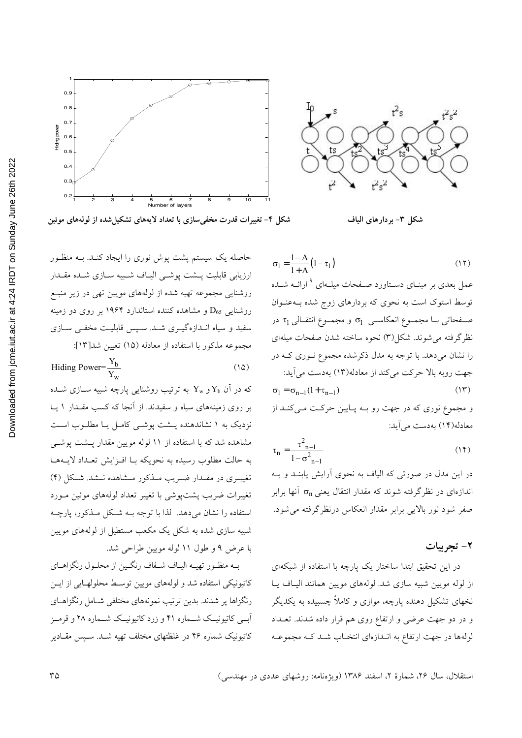شکل ۳- بردارهای الیاف

شکل ۴- تغییرات قدرت مخفی‌سازی با تعداد لایه‌های تشکیل‌شده از لوله‌های موئین

$$\sigma_1 = \frac{1-A}{1+A}(1-\tau_1) \qquad (۱۲)$$

عمل بعدی بر مبنـای دسـتاورد صـفحات میلـه‌ای [۹] ارائـه شـده توسط استوک است به نحوی که بردارهای زوج شده بـه‌عنـوان صـفحاتی بـا مجمـوع انعکاسـی $\sigma_1$ و مجمـوع انتقـالی $\tau_1$ در نظرگرفته می‌شوند. شکل(۳) نحوه ساخته شدن صفحات میله‌ای را نشان می‌دهد. با توجه به مدل ذکرشده مجموع نـوری کـه در جهت روبه بالا حرکت می‌کند از معادله(۱۳) به‌دست می‌آید:

$$\sigma_1 = \sigma_{n-1}(1+\tau_{n-1}) \qquad (۱۳)$$

و مجموع نوری که در جهت رو بـه پـایین حرکـت مـی‌کنـد از معادله(۱۴) به‌دست می‌آید:

$$\tau_n = \frac{\tau^2_{n-1}}{1-\sigma^2_{n-1}} \qquad (۱۴)$$

در این مدل در صورتی که الیاف به نحوی آرایش یابنـد و بـه اندازه‌ای در نظرگرفته شوند که مقدار انتقال یعنی $\sigma_n$ آنها برابر صفر شود نور بالایی برابر مقدار انعکاس درنظرگرفته می‌شود.

## ۲- تجربیات

در این تحقیق ابتدا ساختار یک پارچه با استفاده از شبکه‌ای از لوله موبین شبیه سازی شد. لوله‌های موبین همانند الیـاف یـا نخهای تشکیل دهنده پارچه، موازی و کاملاً چسبیده به یکدیگر و در دو جهت عرضی و ارتفاع روی هم قرار داده شدند. تعـداد لوله‌ها در جهت ارتفاع به انـدازه‌ای انتخـاب شـد کـه مجموعـه حاصله یک سیستم پشت پوش نوری را ایجاد کنـد. بـه منظـور ارزیابی قابلیت پـشت پوشـی الیـاف شـبیه سـازی شـده مقـدار روشنایی مجموعه تهیه شده از لوله‌های موبین تهی در زیر منبع روشنایی $D_{65}$ و مشاهده کننده استاندارد ۱۹۶۴ بر روی دو زمینه سفید و سیاه انـدازه‌گیـری شـد. سـپس قابلیـت مخفـی سـازی مجموعه مذکور با استفاده از معادله (۱۵) تعیین شد[۱۳]:

$$\text{Hiding Power} = \frac{Y_b}{Y_w} \qquad (۱۵)$$

که در آن $Y_b$ و $Y_w$ به ترتیب روشنایی پارچه شبیه سـازی شـده بر روی زمینه‌های سیاه و سفیدند. از آنجا که کسب مقـدار ۱ یـا نزدیک به ۱ نشاندهنده پـشت پوشـی کامـل یـا مطلـوب اسـت مشاهده شد که با استفاده از ۱۱ لوله موبین مقدار پـشت پوشـی به حالت مطلوب رسیده به نحویکه بـا افـزایش تعـداد لایـه‌هـا تغییـری در مقـدار ضـریب مـذکور مـشاهده نـشد. شـکل (۴) تغییرات ضریب پشت‌پوشی با تغییر تعداد لوله‌های موئین مـورد استفاده را نشان می‌دهد. لذا با توجه بـه شـکل مـذکور، پارچـه شبیه سازی شده به شکل یک مکعب مستطیل از لوله‌های موبین با عرض ۹ و طول ۱۱ لوله موبین طراحی شد.

بـه منظـور تهیـه الیـاف شـفاف رنگـین از محلـول رنگزاهـای کاتیونیکی استفاده شد و لوله‌های موبین توسـط محلولهـایی از ایـن رنگزاها پر شدند. بدین ترتیب نمونه‌های مختلفی شـامل رنگزاهـای آبـی کاتیونیـک شـماره ۴۱ و زرد کاتیونیـک شـماره ۲۸ و قرمـز کاتیونیک شماره ۴۶ در غلظتهای مختلف تهیه شـد. سـپس مقـادیر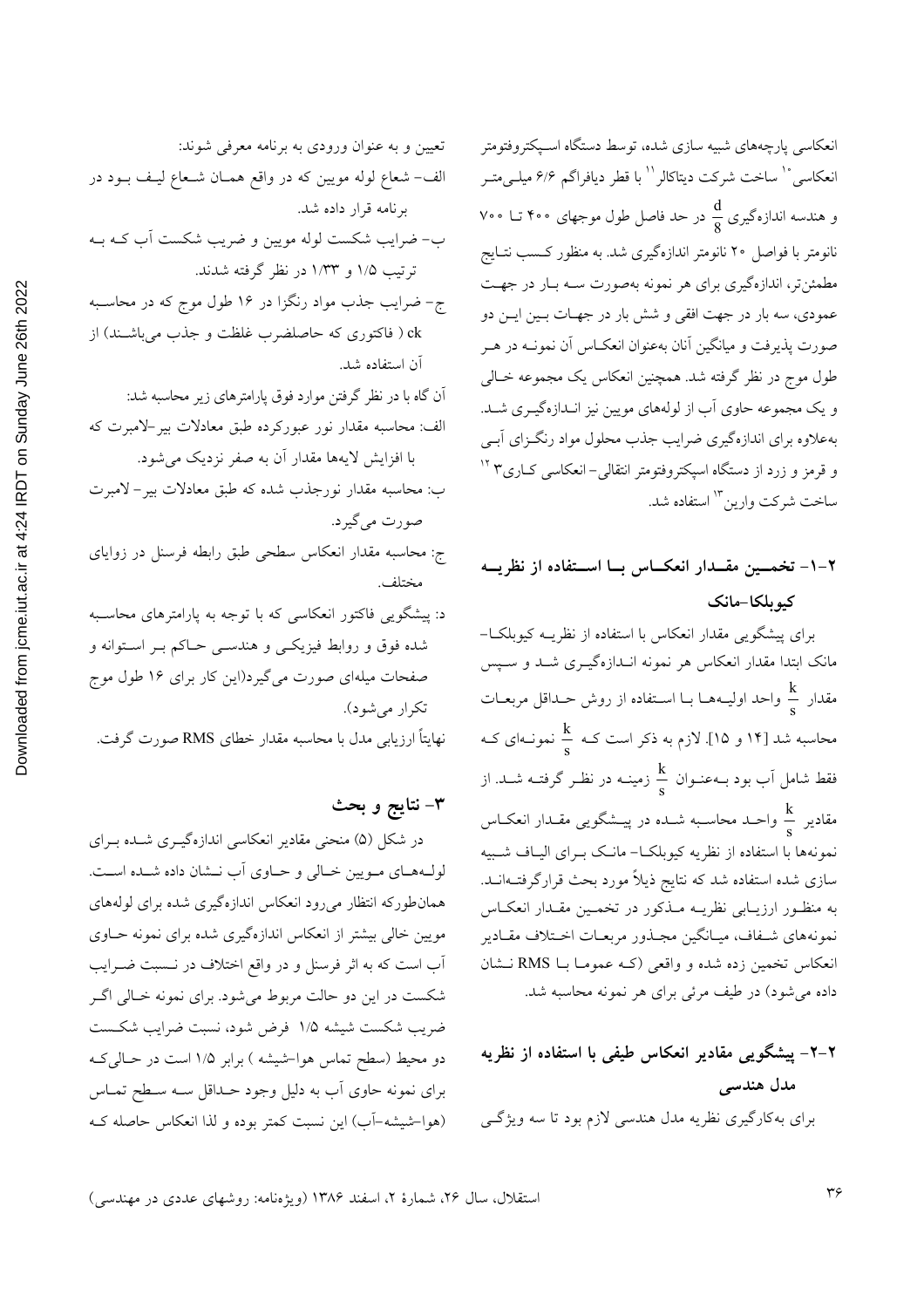انعکاسی پارچه‌های شبیه سازی شده، توسط دستگاه اسپکتروفتومتر انعکاسی[10] ساخت شرکت دیتاکالر[11] با قطر دیافراگم ۶/۶ میلی‌متر و هندسه اندازه‌گیری $\frac{d}{8}$ در حد فاصل طول موجهای ۴۰۰ تا ۷۰۰ نانومتر با فواصل ۲۰ نانومتر اندازه‌گیری شد. به منظور کسب نتایج مطمئن‌تر، اندازه‌گیری برای هر نمونه به‌صورت سه بار در جهت عمودی، سه بار در جهت افقی و شش بار در جهات بین این دو صورت پذیرفت و میانگین آنان به‌عنوان انعکاس آن نمونه در هر طول موج در نظر گرفته شد. همچنین انعکاس یک مجموعه خالی و یک مجموعه حاوی آب از لوله‌های مویین نیز اندازه‌گیری شد. به‌علاوه برای اندازه‌گیری ضرایب جذب محلول مواد رنگزای آبی و قرمز و زرد از دستگاه اسپکتروفتومتر انتقالی- انعکاسی کاری۳[12] ساخت شرکت وارین[13] استفاده شد.

## ۲-۱- تخمین مقدار انعکاس با استفاده از نظریه کیوبلکا-مانک

برای پیشگویی مقدار انعکاس با استفاده از نظریه کیوبلکا-مانک ابتدا مقدار انعکاس هر نمونه اندازه‌گیری شد و سپس مقدار $\frac{k}{s}$ واحد اولیه‌ها با استفاده از روش حداقل مربعات محاسبه شد [۱۴ و ۱۵]. لازم به ذکر است که $\frac{k}{s}$ نمونه‌ای که فقط شامل آب بود به‌عنوان $\frac{k}{s}$ زمینه در نظر گرفته شد. از مقادیر $\frac{k}{s}$ واحد محاسبه شده در پیشگویی مقدار انعکاس نمونه‌ها با استفاده از نظریه کیوبلکا- مانک برای الیاف شبیه سازی شده استفاده شد که نتایج ذیلاً مورد بحث قرارگرفته‌اند. به منظور ارزیابی نظریه مذکور در تخمین مقدار انعکاس نمونه‌های شفاف، میانگین مجذور مربعات اختلاف مقادیر انعکاس تخمین زده شده و واقعی (که عموما با RMS نشان داده می‌شود) در طیف مرئی برای هر نمونه محاسبه شد.

## ۲-۲- پیشگویی مقادیر انعکاس طیفی با استفاده از نظریه مدل هندسی

برای به‌کارگیری نظریه مدل هندسی لازم بود تا سه ویژگی تعیین و به عنوان ورودی به برنامه معرفی شوند:

الف- شعاع لوله مویین که در واقع همان شعاع لیف بود در برنامه قرار داده شد.

ب- ضرایب شکست لوله مویین و ضریب شکست آب که به ترتیب ۱/۵ و ۱/۳۳ در نظر گرفته شدند.

ج- ضرایب جذب مواد رنگزا در ۱۶ طول موج که در محاسبه ck ( فاکتوری که حاصلضرب غلظت و جذب می‌باشند) از آن استفاده شد.

آن گاه با در نظر گرفتن موارد فوق پارامترهای زیر محاسبه شد:

الف: محاسبه مقدار نور عبورکرده طبق معادلات بیر-لامبرت که با افزایش لایه‌ها مقدار آن به صفر نزدیک می‌شود.

ب: محاسبه مقدار نورجذب شده که طبق معادلات بیر- لامبرت صورت می‌گیرد.

ج: محاسبه مقدار انعکاس سطحی طبق رابطه فرسنل در زوایای مختلف.

د: پیشگویی فاکتور انعکاسی که با توجه به پارامترهای محاسبه شده فوق و روابط فیزیکی و هندسی حاکم بر استوانه و صفحات میله‌ای صورت می‌گیرد(این کار برای ۱۶ طول موج تکرار می‌شود).

نهایتاً ارزیابی مدل با محاسبه مقدار خطای RMS صورت گرفت.

# ۳- نتایج و بحث

در شکل (۵) منحنی مقادیر انعکاسی اندازه‌گیری شده برای لوله‌های مویین خالی و حاوی آب نشان داده شده است. همان‌طورکه انتظار می‌رود انعکاس اندازه‌گیری شده برای لوله‌های مویین خالی بیشتر از انعکاس اندازه‌گیری شده برای نمونه حاوی آب است که به اثر فرسنل و در واقع اختلاف در نسبت ضرایب شکست در این دو حالت مربوط می‌شود. برای نمونه خالی اگر ضریب شکست شیشه ۱/۵ فرض شود، نسبت ضرایب شکست دو محیط (سطح تماس هوا-شیشه ) برابر ۱/۵ است در حالی‌که برای نمونه حاوی آب به دلیل وجود حداقل سه سطح تماس (هوا-شیشه-آب) این نسبت کمتر بوده و لذا انعکاس حاصله که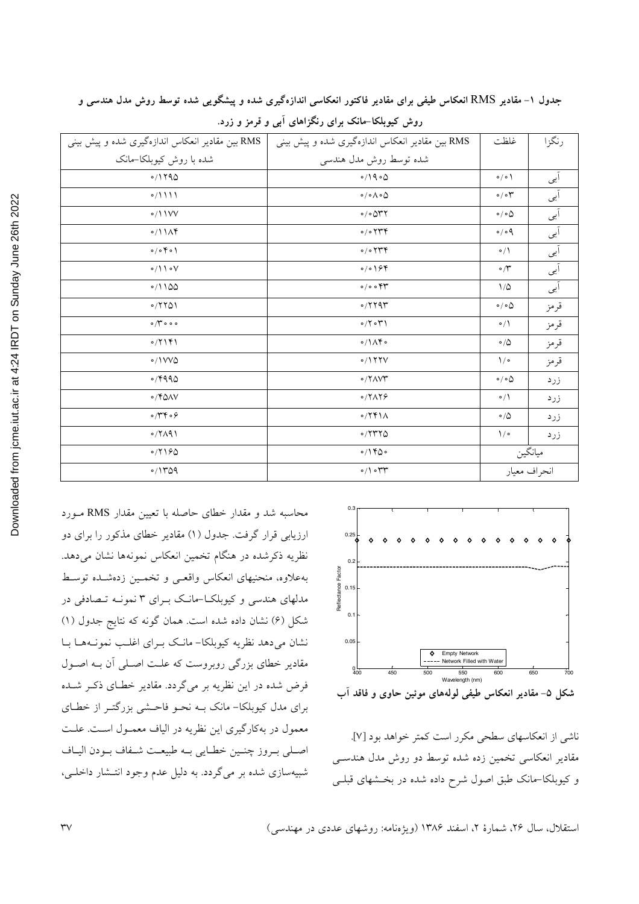جدول ۱- مقادیر RMS انعکاس طیفی برای مقادیر فاکتور انعکاسی اندازه‌گیری شده و پیشگویی شده توسط روش مدل هندسی و روش کیوبلکا-مانک برای رنگزاهای آبی و قرمز و زرد.

| رنگزا | غلظت | RMS بین مقادیر انعکاس اندازه‌گیری شده و پیش بینی شده توسط روش مدل هندسی | RMS بین مقادیر انعکاس اندازه‌گیری شده و پیش بینی شده با روش کیوبلکا-مانک |
|---|---|---|---|
| آبی | ۰/۰۱ | ۰/۱۹۰۵ | ۰/۱۲۹۵ |
| آبی | ۰/۰۳ | ۰/۰۸۰۵ | ۰/۱۱۱۱ |
| آبی | ۰/۰۵ | ۰/۰۵۳۲ | ۰/۱۱۷۷ |
| آبی | ۰/۰۹ | ۰/۰۲۳۴ | ۰/۱۱۸۴ |
| آبی | ۰/۱ | ۰/۰۲۳۴ | ۰/۰۴۰۱ |
| آبی | ۰/۳ | ۰/۰۱۶۴ | ۰/۱۱۰۷ |
| آبی | ۱/۵ | ۰/۰۰۴۳ | ۰/۱۱۵۵ |
| قرمز | ۰/۰۵ | ۰/۲۲۹۳ | ۰/۲۲۵۱ |
| قرمز | ۰/۱ | ۰/۲۰۳۱ | ۰/۳۰۰۰ |
| قرمز | ۰/۵ | ۰/۱۸۴۰ | ۰/۲۱۴۱ |
| قرمز | ۱/۰ | ۰/۱۲۲۷ | ۰/۱۷۷۵ |
| زرد | ۰/۰۵ | ۰/۲۸۷۳ | ۰/۴۹۹۵ |
| زرد | ۰/۱ | ۰/۲۸۲۶ | ۰/۴۵۸۷ |
| زرد | ۰/۵ | ۰/۲۴۱۸ | ۰/۳۴۰۶ |
| زرد | ۱/۰ | ۰/۲۳۲۵ | ۰/۲۸۹۱ |
| میانگین | | ۰/۱۴۵۰ | ۰/۲۱۶۵ |
| انحراف معیار | | ۰/۱۰۳۳ | ۰/۱۳۵۹ |

شکل ۵- مقادیر انعکاس طیفی لوله‌های موئین حاوی و فاقد آب

ناشی از انعکاسهای سطحی مکرر است کمتر خواهد بود [۷]. مقادیر انعکاسی تخمین زده شده توسط دو روش مدل هندسی و کیوبلکا-مانک طبق اصول شرح داده شده در بخشهای قبلی محاسبه شد و مقدار خطای حاصله با تعیین مقدار RMS مورد ارزیابی قرار گرفت. جدول (۱) مقادیر خطای مذکور را برای دو نظریه ذکرشده در هنگام تخمین انعکاس نمونه‌ها نشان می‌دهد. به‌علاوه، منحنیهای انعکاس واقعی و تخمین زده‌شده توسط مدلهای هندسی و کیوبلکا-مانک برای ۳ نمونه تصادفی در شکل (۶) نشان داده شده است. همان گونه که نتایج جدول (۱) نشان می‌دهد نظریه کیوبلکا- مانک برای اغلب نمونه‌ها با مقادیر خطای بزرگی روبروست که علت اصلی آن به اصول فرض شده در این نظریه بر می‌گردد. مقادیر خطای ذکر شده برای مدل کیوبلکا- مانک به نحو فاحشی بزرگتر از خطای معمول در به‌کارگیری این نظریه در الیاف معمول است. علت اصلی بروز چنین خطایی به طبیعت شفاف بودن الیاف شبیه‌سازی شده بر می‌گردد. به دلیل عدم وجود انتشار داخلی،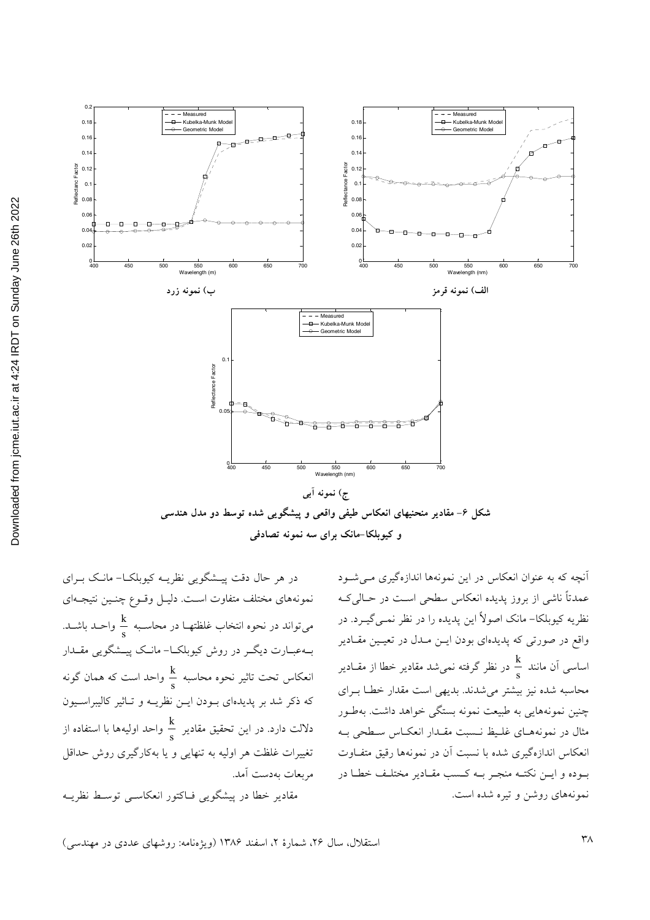ب) نمونه زرد

الف) نمونه قرمز

ج) نمونه آبی

**شکل ۶- مقادیر منحنیهای انعکاس طیفی واقعی و پیشگویی شده توسط دو مدل هندسی و کیوبلکا-مانک برای سه نمونه تصادفی**

آنچه که به عنوان انعکاس در این نمونه‌ها اندازه‌گیری می‌شود عمدتاً ناشی از بروز پدیده انعکاس سطحی است در حالی‌که نظریه کیوبلکا- مانک اصولاً این پدیده را در نظر نمی‌گیرد. در واقع در صورتی که پدیده‌ای بودن این مدل در تعیین مقادیر اساسی آن مانند $\frac{k}{s}$ در نظر گرفته نمی‌شد مقادیر خطا از مقادیر محاسبه شده نیز بیشتر می‌شدند. بدیهی است مقدار خطا برای چنین نمونه‌هایی به طبیعت نمونه بستگی خواهد داشت. به‌طور مثال در نمونه‌های غلیظ نسبت مقدار انعکاس سطحی به انعکاس اندازه‌گیری شده با نسبت آن در نمونه‌ها رقیق متفاوت بوده و این نکته منجر به کسب مقادیر مختلف خطا در نمونه‌های روشن و تیره شده است.

در هر حال دقت پیشگویی نظریه کیوبلکا- مانک برای نمونه‌های مختلف متفاوت است. دلیل وقوع چنین نتیجه‌ای می‌تواند در نحوه انتخاب غلظتها در محاسبه $\frac{k}{s}$ واحد باشد. به‌عبارت دیگر در روش کیوبلکا- مانک پیشگویی مقدار انعکاس تحت تاثیر نحوه محاسبه $\frac{k}{s}$ واحد است که همان گونه که ذکر شد بر پدیده‌ای بودن این نظریه و تاثیر کالیبراسیون دلالت دارد. در این تحقیق مقادیر $\frac{k}{s}$ واحد اولیه‌ها با استفاده از تغییرات غلظت هر اولیه به تنهایی و یا به‌کارگیری روش حداقل مربعات به‌دست آمد.

مقادیر خطا در پیشگویی فاکتور انعکاسی توسط نظریه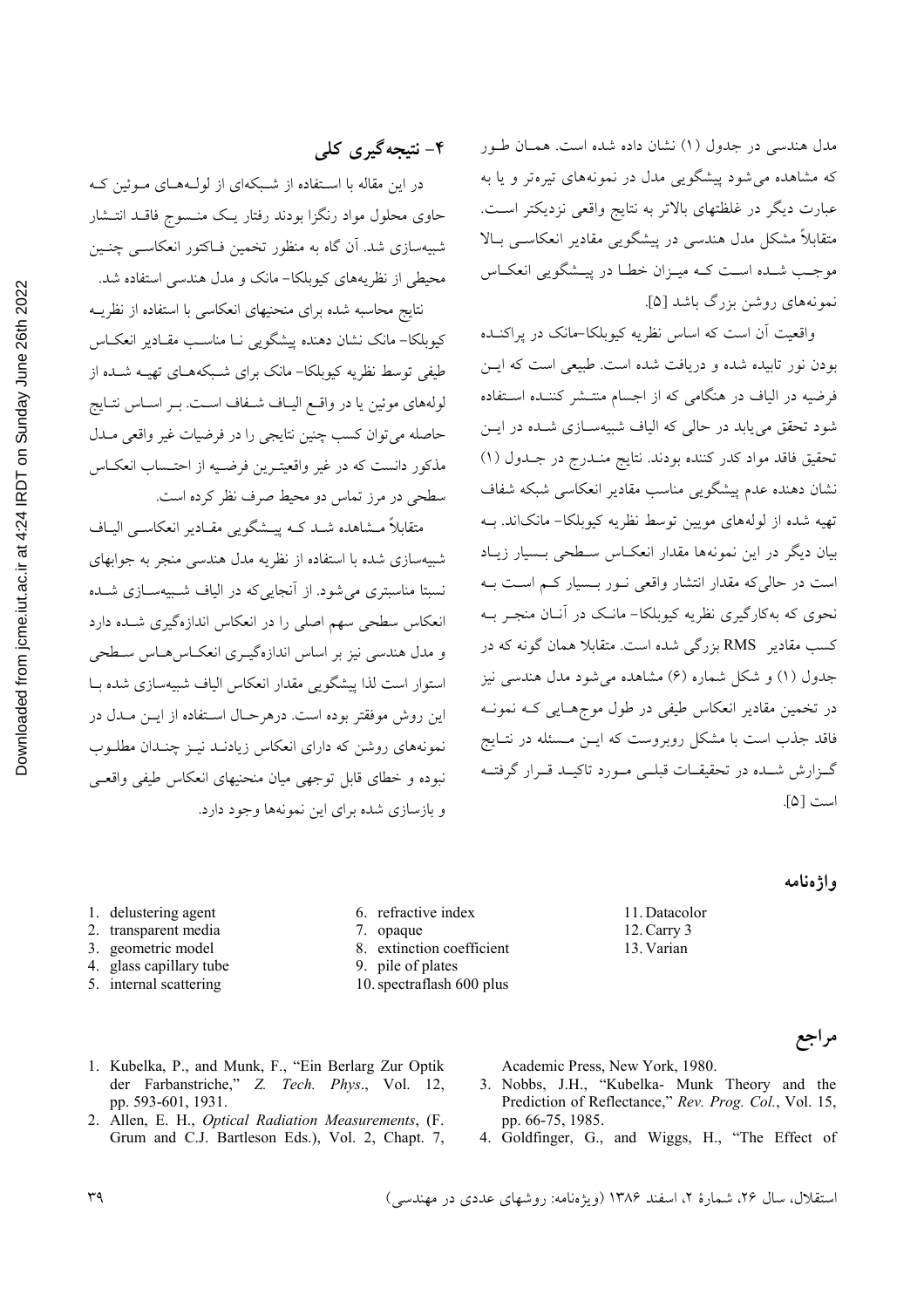مدل هندسی در جدول (۱) نشان داده شده است. همان طور که مشاهده می‌شود پیشگویی مدل در نمونه‌های تیره‌تر و یا به عبارت دیگر در غلظتهای بالاتر به نتایج واقعی نزدیکتر است. متقابلاً مشکل مدل هندسی در پیشگویی مقادیر انعکاسی بالا موجب شده است که میزان خطا در پیشگویی انعکاس نمونه‌های روشن بزرگ باشد [۵].

واقعیت آن است که اساس نظریه کیوبلکا–مانک در پراکنده بودن نور تابیده شده و دریافت شده است. طبیعی است که این فرضیه در الیاف در هنگامی که از اجسام منتشر کننده استفاده شود تحقق می‌یابد در حالی که الیاف شبیه‌سازی شده در این تحقیق فاقد مواد کدر کننده بودند. نتایج مندرج در جدول (۱) نشان دهنده عدم پیشگویی مناسب مقادیر انعکاسی شبکه شفاف تهیه شده از لوله‌های مویین توسط نظریه کیوبلکا– مانک‌اند. به بیان دیگر در این نمونه‌ها مقدار انعکاس سطحی بسیار زیاد است در حالی‌که مقدار انتشار واقعی نور بسیار کم است به نحوی که به‌کارگیری نظریه کیوبلکا– مانک در آنان منجر به کسب مقادیر RMS بزرگی شده است. متقابلا همان گونه که در جدول (۱) و شکل شماره (۶) مشاهده می‌شود مدل هندسی نیز در تخمین مقادیر انعکاس طیفی در طول موج‌هایی که نمونه فاقد جذب است با مشکل روبروست که این مسئله در نتایج گزارش شده در تحقیقات قبلی مورد تاکید قرار گرفته است [۵].

## ۴- نتیجه‌گیری کلی

در این مقاله با استفاده از شبکه‌ای از لوله‌های موئین که حاوی محلول مواد رنگزا بودند رفتار یک منسوج فاقد انتشار شبیه‌سازی شد. آن گاه به منظور تخمین فاکتور انعکاسی چنین محیطی از نظریه‌های کیوبلکا– مانک و مدل هندسی استفاده شد.

نتایج محاسبه شده برای منحنیهای انعکاسی با استفاده از نظریه کیوبلکا– مانک نشان دهنده پیشگویی نا مناسب مقادیر انعکاس طیفی توسط نظریه کیوبلکا– مانک برای شبکه‌های تهیه شده از لوله‌های موئین یا در واقع الیاف شفاف است. بر اساس نتایج حاصله می‌توان کسب چنین نتایجی را در فرضیات غیر واقعی مدل مذکور دانست که در غیر واقعیترین فرضیه از احتساب انعکاس سطحی در مرز تماس دو محیط صرف نظر کرده است.

متقابلاً مشاهده شد که پیشگویی مقادیر انعکاسی الیاف شبیه‌سازی شده با استفاده از نظریه مدل هندسی منجر به جوابهای نسبتا مناسبتری می‌شود. از آنجایی‌که در الیاف شبیه‌سازی شده انعکاس سطحی سهم اصلی را در انعکاس اندازه‌گیری شده دارد و مدل هندسی نیز بر اساس اندازه‌گیری انعکاس‌هاس سطحی استوار است لذا پیشگویی مقدار انعکاس الیاف شبیه‌سازی شده با این روش موفقتر بوده است. درهرحال استفاده از این مدل در نمونه‌های روشن که دارای انعکاس زیادند نیز چندان مطلوب نبوده و خطای قابل توجهی میان منحنیهای انعکاس طیفی واقعی و بازسازی شده برای این نمونه‌ها وجود دارد.

## واژه‌نامه

1. delustering agent
2. transparent media
3. geometric model
4. glass capillary tube
5. internal scattering
6. refractive index
7. opaque
8. extinction coefficient
9. pile of plates
10. spectraflash 600 plus
11. Datacolor
12. Carry 3
13. Varian

## مراجع

1. Kubelka, P., and Munk, F., "Ein Berlarg Zur Optik der Farbanstriche," *Z. Tech. Phys*., Vol. 12, pp. 593-601, 1931.
2. Allen, E. H., *Optical Radiation Measurements*, (F. Grum and C.J. Bartleson Eds.), Vol. 2, Chapt. 7, Academic Press, New York, 1980.
3. Nobbs, J.H., "Kubelka- Munk Theory and the Prediction of Reflectance," *Rev. Prog. Col.*, Vol. 15, pp. 66-75, 1985.
4. Goldfinger, G., and Wiggs, H., "The Effect of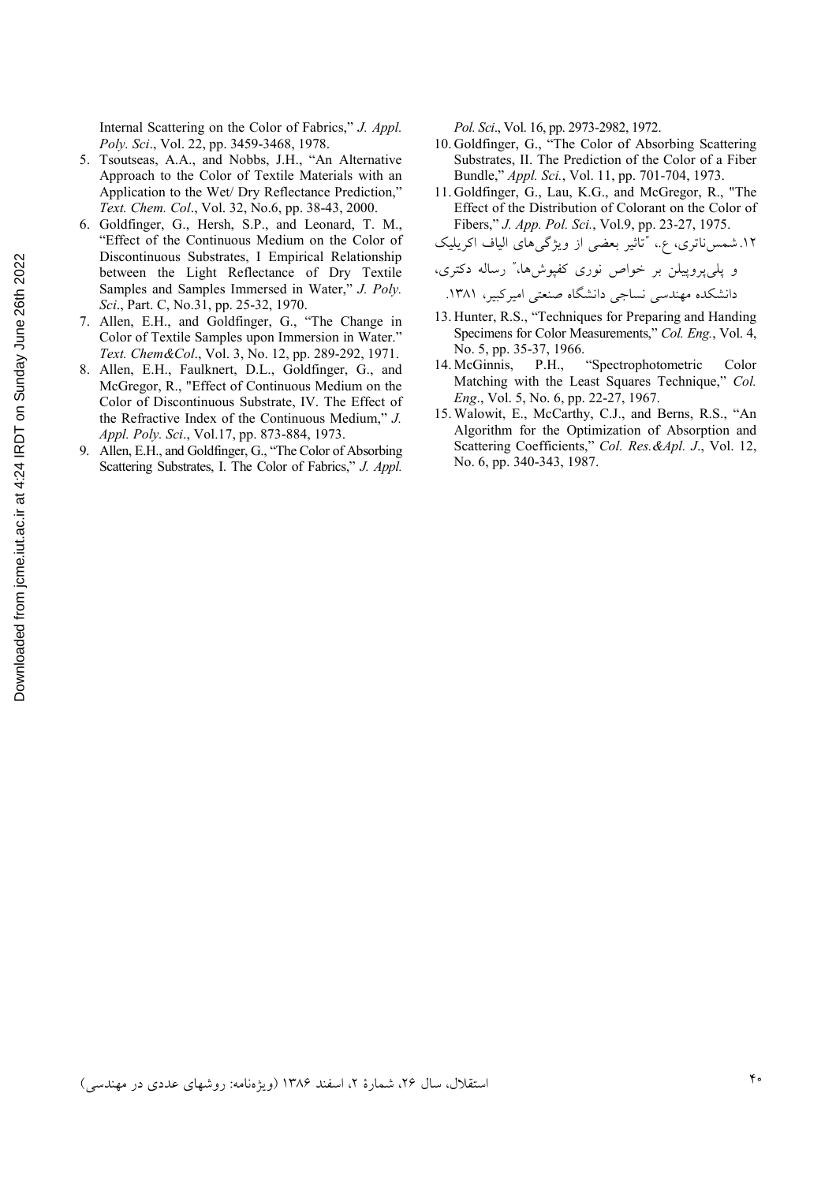Internal Scattering on the Color of Fabrics," *J. Appl. Poly. Sci*., Vol. 22, pp. 3459-3468, 1978.

5. Tsoutseas, A.A., and Nobbs, J.H., "An Alternative Approach to the Color of Textile Materials with an Application to the Wet/ Dry Reflectance Prediction," *Text. Chem. Col*., Vol. 32, No.6, pp. 38-43, 2000.
6. Goldfinger, G., Hersh, S.P., and Leonard, T. M., "Effect of the Continuous Medium on the Color of Discontinuous Substrates, I Empirical Relationship between the Light Reflectance of Dry Textile Samples and Samples Immersed in Water," *J. Poly. Sci*., Part. C, No.31, pp. 25-32, 1970.
7. Allen, E.H., and Goldfinger, G., "The Change in Color of Textile Samples upon Immersion in Water." *Text. Chem&Col*., Vol. 3, No. 12, pp. 289-292, 1971.
8. Allen, E.H., Faulknert, D.L., Goldfinger, G., and McGregor, R., "Effect of Continuous Medium on the Color of Discontinuous Substrate, IV. The Effect of the Refractive Index of the Continuous Medium," *J. Appl. Poly. Sci*., Vol.17, pp. 873-884, 1973.
9. Allen, E.H., and Goldfinger, G., "The Color of Absorbing Scattering Substrates, I. The Color of Fabrics," *J. Appl. Pol. Sci*., Vol. 16, pp. 2973-2982, 1972.
10. Goldfinger, G., "The Color of Absorbing Scattering Substrates, II. The Prediction of the Color of a Fiber Bundle," *Appl. Sci.*, Vol. 11, pp. 701-704, 1973.
11. Goldfinger, G., Lau, K.G., and McGregor, R., "The Effect of the Distribution of Colorant on the Color of Fibers," *J. App. Pol. Sci.*, Vol.9, pp. 23-27, 1975.
12. شمس‌ناتری، ع.، "تاثیر بعضی از ویژگی‌های الیاف اکریلیک و پلی‌پروپیلن بر خواص نوری کفپوش‌ها،" رساله دکتری، دانشکده مهندسی نساجی دانشگاه صنعتی امیرکبیر، ۱۳۸۱.
13. Hunter, R.S., "Techniques for Preparing and Handing Specimens for Color Measurements," *Col. Eng.*, Vol. 4, No. 5, pp. 35-37, 1966.
14. McGinnis, P.H., "Spectrophotometric Color Matching with the Least Squares Technique," *Col. Eng*., Vol. 5, No. 6, pp. 22-27, 1967.
15. Walowit, E., McCarthy, C.J., and Berns, R.S., "An Algorithm for the Optimization of Absorption and Scattering Coefficients," *Col. Res.&Apl. J*., Vol. 12, No. 6, pp. 340-343, 1987.